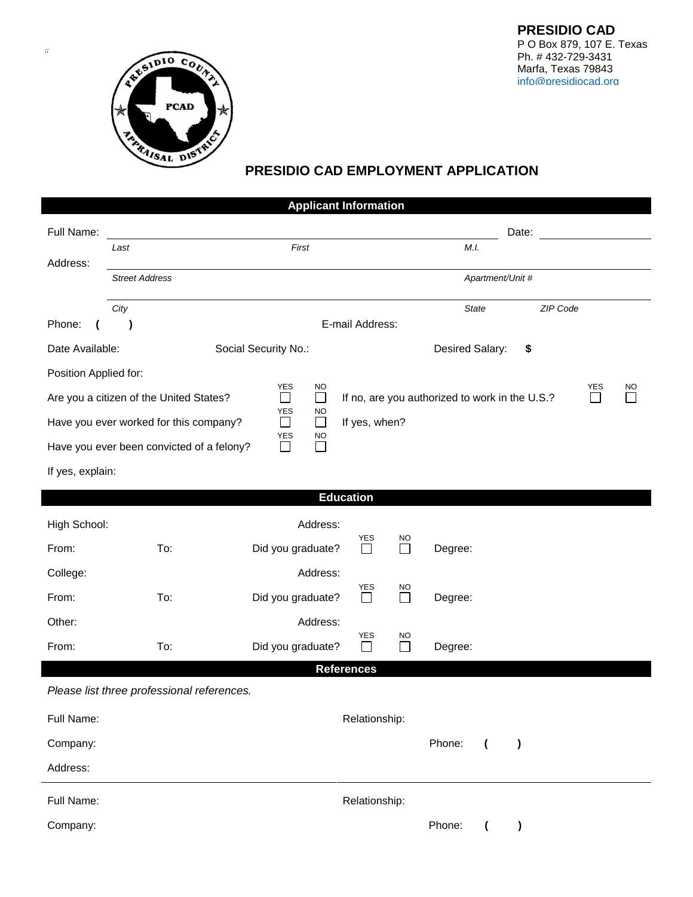**PRESIDIO CAD**
P O Box 879, 107 E. Texas
Ph. # 432-729-3431
Marfa, Texas 79843
info@presidiocad.org

# PRESIDIO CAD EMPLOYMENT APPLICATION

## Applicant Information

Full Name: ______________________________ Date: __________

*Last* *First* *M.I.*

Address: ______________________________

*Street Address* *Apartment/Unit #*

______________________________

*City* *State* *ZIP Code*

Phone: ( ) E-mail Address:

Date Available: Social Security No.: Desired Salary: $

Position Applied for:

Are you a citizen of the United States? YES ☐ NO ☐ If no, are you authorized to work in the U.S.? YES ☐ NO ☐

Have you ever worked for this company? YES ☐ NO ☐ If yes, when?

Have you ever been convicted of a felony? YES ☐ NO ☐

If yes, explain:

## Education

High School: Address:

From: To: Did you graduate? YES ☐ NO ☐ Degree:

College: Address:

From: To: Did you graduate? YES ☐ NO ☐ Degree:

Other: Address:

From: To: Did you graduate? YES ☐ NO ☐ Degree:

## References

*Please list three professional references.*

Full Name: Relationship:

Company: Phone: ( )

Address:

---

Full Name: Relationship:

Company: Phone: ( )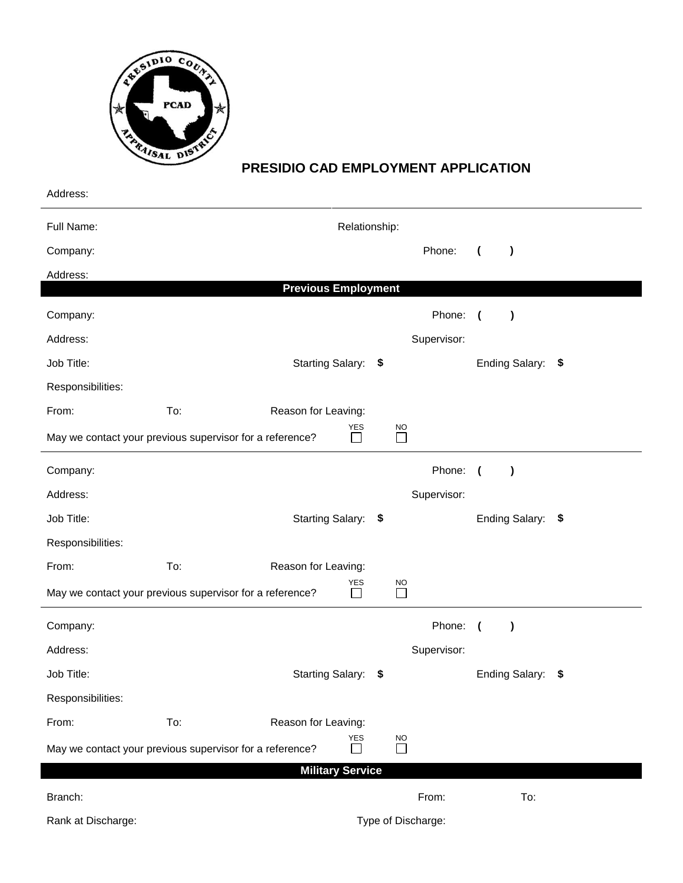# PRESIDIO CAD EMPLOYMENT APPLICATION

Address:

Full Name: Relationship:

Company: Phone: ( )

Address:

## Previous Employment

Company: Phone: ( )

Address: Supervisor:

Job Title: Starting Salary: $ Ending Salary: $

Responsibilities:

From: To: Reason for Leaving:

May we contact your previous supervisor for a reference? YES ☐ NO ☐

---

Company: Phone: ( )

Address: Supervisor:

Job Title: Starting Salary: $ Ending Salary: $

Responsibilities:

From: To: Reason for Leaving:

May we contact your previous supervisor for a reference? YES ☐ NO ☐

---

Company: Phone: ( )

Address: Supervisor:

Job Title: Starting Salary: $ Ending Salary: $

Responsibilities:

From: To: Reason for Leaving:

May we contact your previous supervisor for a reference? YES ☐ NO ☐

## Military Service

Branch: From: To:

Rank at Discharge: Type of Discharge: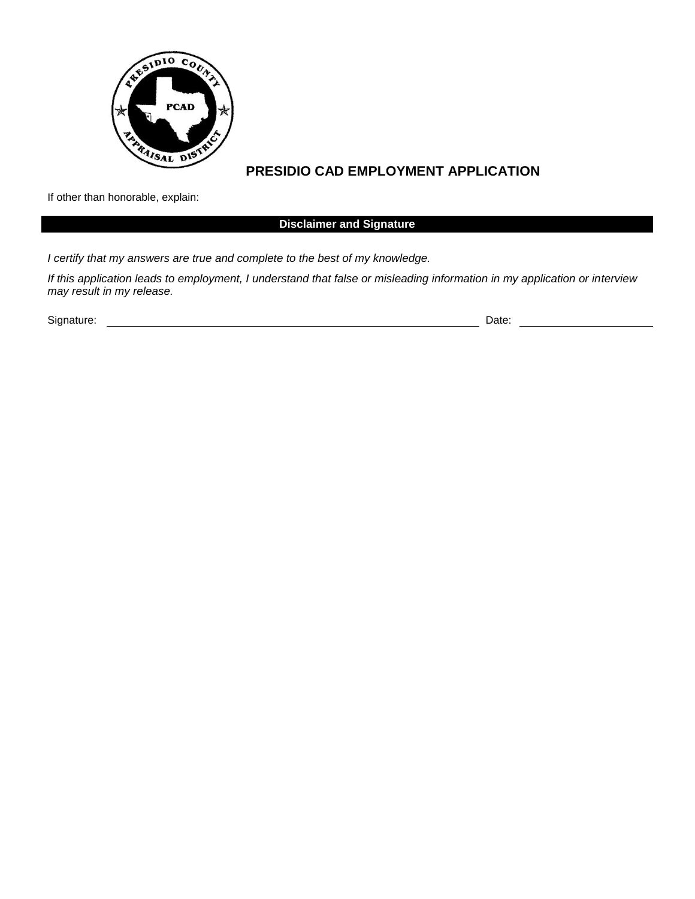# PRESIDIO CAD EMPLOYMENT APPLICATION

If other than honorable, explain:

## Disclaimer and Signature

*I certify that my answers are true and complete to the best of my knowledge.*

*If this application leads to employment, I understand that false or misleading information in my application or interview may result in my release.*

Signature: ______________________________ Date: ______________